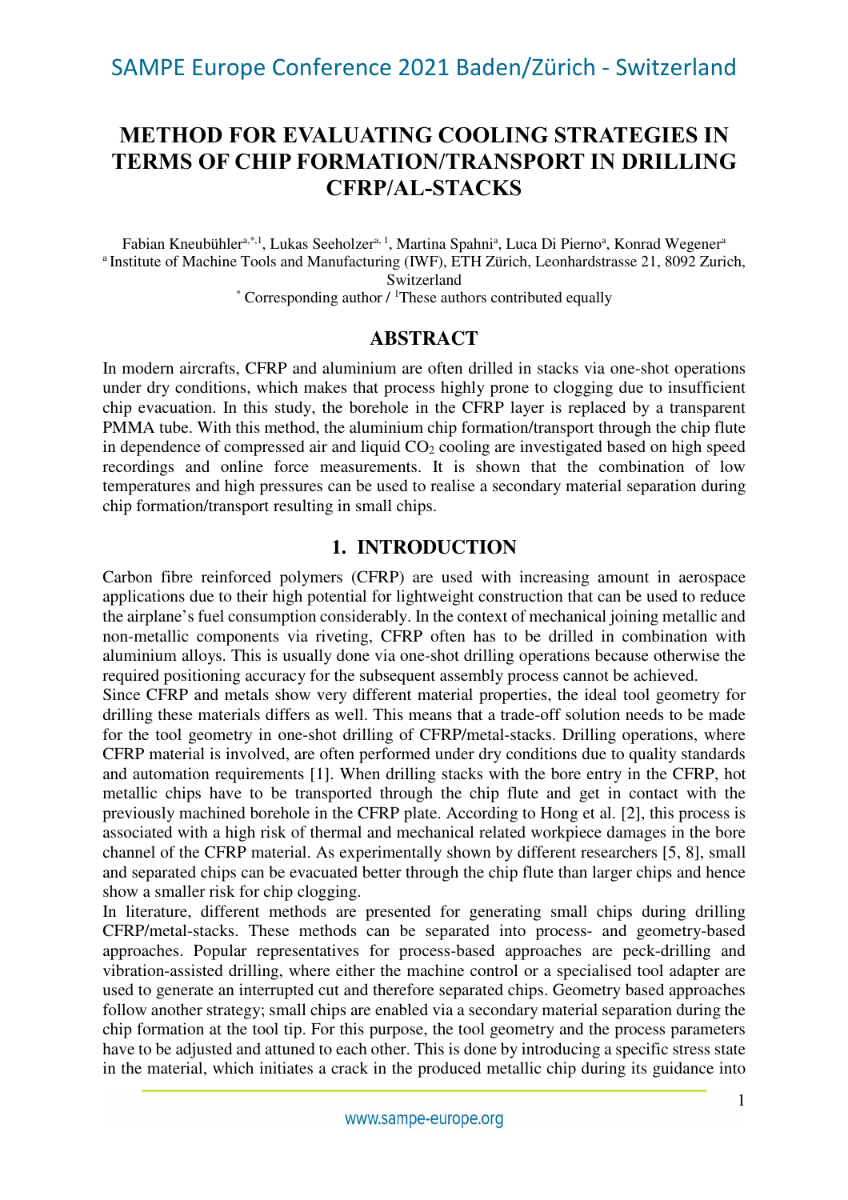# METHOD FOR EVALUATING COOLING STRATEGIES IN TERMS OF CHIP FORMATION/TRANSPORT IN DRILLING CFRP/AL-STACKS

Fabian Kneubühler[a,*,1], Lukas Seeholzer[a,1], Martina Spahni[a], Luca Di Pierno[a], Konrad Wegener[a]

[a] Institute of Machine Tools and Manufacturing (IWF), ETH Zürich, Leonhardstrasse 21, 8092 Zurich, Switzerland

[*] Corresponding author / [1]These authors contributed equally

## ABSTRACT

In modern aircrafts, CFRP and aluminium are often drilled in stacks via one-shot operations under dry conditions, which makes that process highly prone to clogging due to insufficient chip evacuation. In this study, the borehole in the CFRP layer is replaced by a transparent PMMA tube. With this method, the aluminium chip formation/transport through the chip flute in dependence of compressed air and liquid $CO_2$ cooling are investigated based on high speed recordings and online force measurements. It is shown that the combination of low temperatures and high pressures can be used to realise a secondary material separation during chip formation/transport resulting in small chips.

## 1. INTRODUCTION

Carbon fibre reinforced polymers (CFRP) are used with increasing amount in aerospace applications due to their high potential for lightweight construction that can be used to reduce the airplane's fuel consumption considerably. In the context of mechanical joining metallic and non-metallic components via riveting, CFRP often has to be drilled in combination with aluminium alloys. This is usually done via one-shot drilling operations because otherwise the required positioning accuracy for the subsequent assembly process cannot be achieved.

Since CFRP and metals show very different material properties, the ideal tool geometry for drilling these materials differs as well. This means that a trade-off solution needs to be made for the tool geometry in one-shot drilling of CFRP/metal-stacks. Drilling operations, where CFRP material is involved, are often performed under dry conditions due to quality standards and automation requirements [1]. When drilling stacks with the bore entry in the CFRP, hot metallic chips have to be transported through the chip flute and get in contact with the previously machined borehole in the CFRP plate. According to Hong et al. [2], this process is associated with a high risk of thermal and mechanical related workpiece damages in the bore channel of the CFRP material. As experimentally shown by different researchers [5, 8], small and separated chips can be evacuated better through the chip flute than larger chips and hence show a smaller risk for chip clogging.

In literature, different methods are presented for generating small chips during drilling CFRP/metal-stacks. These methods can be separated into process- and geometry-based approaches. Popular representatives for process-based approaches are peck-drilling and vibration-assisted drilling, where either the machine control or a specialised tool adapter are used to generate an interrupted cut and therefore separated chips. Geometry based approaches follow another strategy; small chips are enabled via a secondary material separation during the chip formation at the tool tip. For this purpose, the tool geometry and the process parameters have to be adjusted and attuned to each other. This is done by introducing a specific stress state in the material, which initiates a crack in the produced metallic chip during its guidance into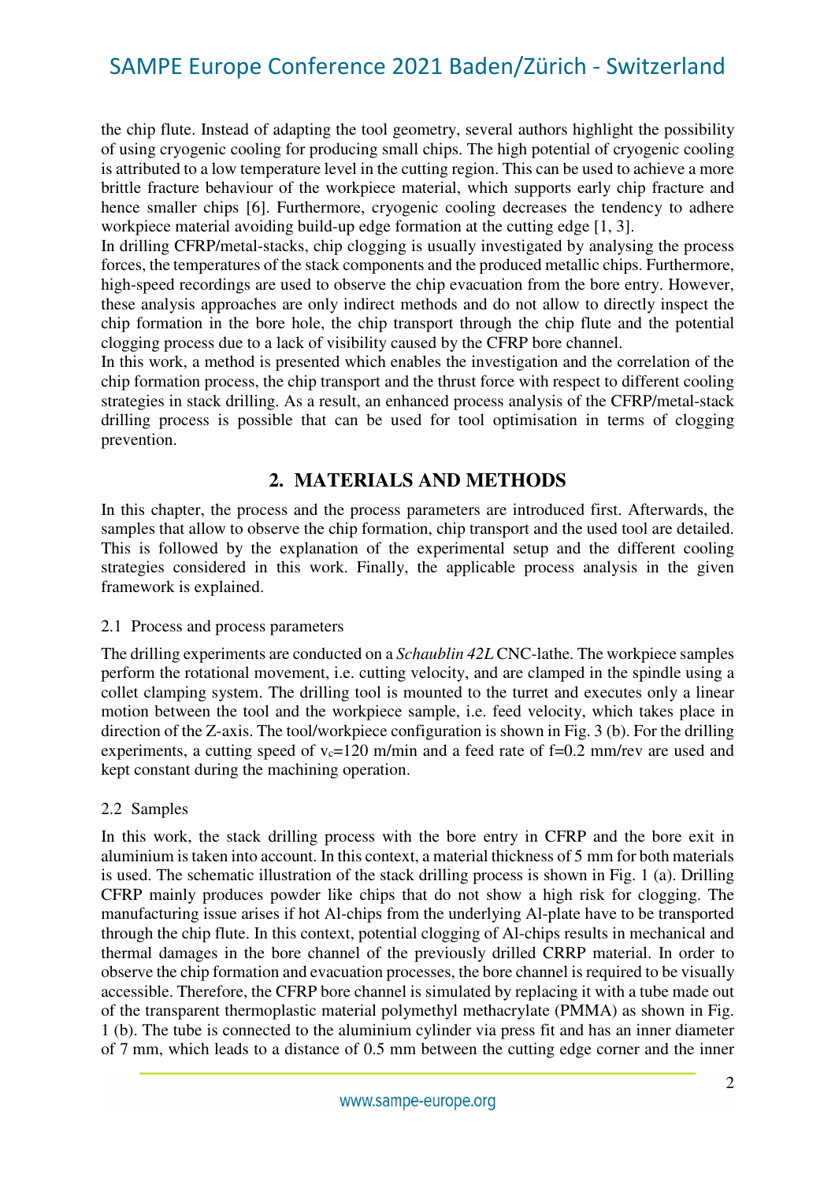the chip flute. Instead of adapting the tool geometry, several authors highlight the possibility of using cryogenic cooling for producing small chips. The high potential of cryogenic cooling is attributed to a low temperature level in the cutting region. This can be used to achieve a more brittle fracture behaviour of the workpiece material, which supports early chip fracture and hence smaller chips [6]. Furthermore, cryogenic cooling decreases the tendency to adhere workpiece material avoiding build-up edge formation at the cutting edge [1, 3].

In drilling CFRP/metal-stacks, chip clogging is usually investigated by analysing the process forces, the temperatures of the stack components and the produced metallic chips. Furthermore, high-speed recordings are used to observe the chip evacuation from the bore entry. However, these analysis approaches are only indirect methods and do not allow to directly inspect the chip formation in the bore hole, the chip transport through the chip flute and the potential clogging process due to a lack of visibility caused by the CFRP bore channel.

In this work, a method is presented which enables the investigation and the correlation of the chip formation process, the chip transport and the thrust force with respect to different cooling strategies in stack drilling. As a result, an enhanced process analysis of the CFRP/metal-stack drilling process is possible that can be used for tool optimisation in terms of clogging prevention.

## 2. MATERIALS AND METHODS

In this chapter, the process and the process parameters are introduced first. Afterwards, the samples that allow to observe the chip formation, chip transport and the used tool are detailed. This is followed by the explanation of the experimental setup and the different cooling strategies considered in this work. Finally, the applicable process analysis in the given framework is explained.

### 2.1 Process and process parameters

The drilling experiments are conducted on a *Schaublin 42L* CNC-lathe. The workpiece samples perform the rotational movement, i.e. cutting velocity, and are clamped in the spindle using a collet clamping system. The drilling tool is mounted to the turret and executes only a linear motion between the tool and the workpiece sample, i.e. feed velocity, which takes place in direction of the Z-axis. The tool/workpiece configuration is shown in Fig. 3 (b). For the drilling experiments, a cutting speed of $v_c$=120 m/min and a feed rate of f=0.2 mm/rev are used and kept constant during the machining operation.

### 2.2 Samples

In this work, the stack drilling process with the bore entry in CFRP and the bore exit in aluminium is taken into account. In this context, a material thickness of 5 mm for both materials is used. The schematic illustration of the stack drilling process is shown in Fig. 1 (a). Drilling CFRP mainly produces powder like chips that do not show a high risk for clogging. The manufacturing issue arises if hot Al-chips from the underlying Al-plate have to be transported through the chip flute. In this context, potential clogging of Al-chips results in mechanical and thermal damages in the bore channel of the previously drilled CRRP material. In order to observe the chip formation and evacuation processes, the bore channel is required to be visually accessible. Therefore, the CFRP bore channel is simulated by replacing it with a tube made out of the transparent thermoplastic material polymethyl methacrylate (PMMA) as shown in Fig. 1 (b). The tube is connected to the aluminium cylinder via press fit and has an inner diameter of 7 mm, which leads to a distance of 0.5 mm between the cutting edge corner and the inner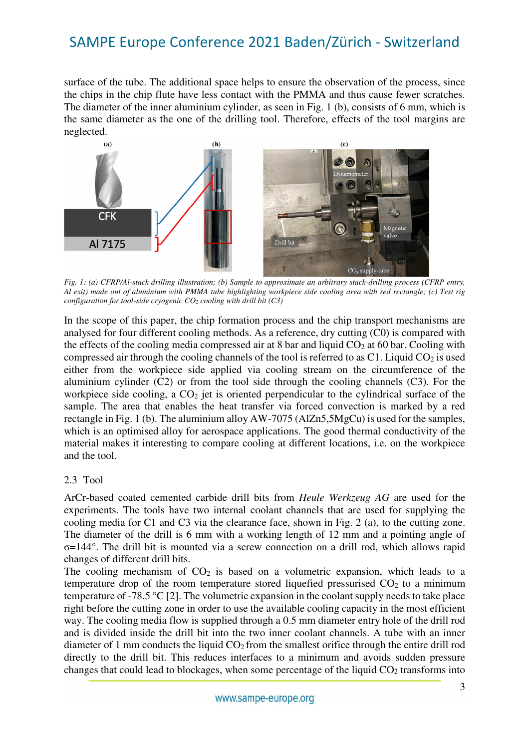surface of the tube. The additional space helps to ensure the observation of the process, since the chips in the chip flute have less contact with the PMMA and thus cause fewer scratches. The diameter of the inner aluminium cylinder, as seen in Fig. 1 (b), consists of 6 mm, which is the same diameter as the one of the drilling tool. Therefore, effects of the tool margins are neglected.

(a) (b) (c)

CFK

Al 7175

Dynamometer

Drill bit

Magnetic valve

$CO_2$ supply-tube

*Fig. 1: (a) CFRP/Al-stack drilling illustration; (b) Sample to approximate an arbitrary stack-drilling process (CFRP entry, Al exit) made out of aluminium with PMMA tube highlighting workpiece side cooling area with red rectangle; (c) Test rig configuration for tool-side cryogenic $CO_2$ cooling with drill bit (C3)*

In the scope of this paper, the chip formation process and the chip transport mechanisms are analysed for four different cooling methods. As a reference, dry cutting (C0) is compared with the effects of the cooling media compressed air at 8 bar and liquid $CO_2$ at 60 bar. Cooling with compressed air through the cooling channels of the tool is referred to as C1. Liquid $CO_2$ is used either from the workpiece side applied via cooling stream on the circumference of the aluminium cylinder (C2) or from the tool side through the cooling channels (C3). For the workpiece side cooling, a $CO_2$ jet is oriented perpendicular to the cylindrical surface of the sample. The area that enables the heat transfer via forced convection is marked by a red rectangle in Fig. 1 (b). The aluminium alloy AW-7075 (AlZn5,5MgCu) is used for the samples, which is an optimised alloy for aerospace applications. The good thermal conductivity of the material makes it interesting to compare cooling at different locations, i.e. on the workpiece and the tool.

## 2.3 Tool

ArCr-based coated cemented carbide drill bits from *Heule Werkzeug AG* are used for the experiments. The tools have two internal coolant channels that are used for supplying the cooling media for C1 and C3 via the clearance face, shown in Fig. 2 (a), to the cutting zone. The diameter of the drill is 6 mm with a working length of 12 mm and a pointing angle of $\sigma$=144°. The drill bit is mounted via a screw connection on a drill rod, which allows rapid changes of different drill bits.
The cooling mechanism of $CO_2$ is based on a volumetric expansion, which leads to a temperature drop of the room temperature stored liquefied pressurised $CO_2$ to a minimum temperature of -78.5 °C [2]. The volumetric expansion in the coolant supply needs to take place right before the cutting zone in order to use the available cooling capacity in the most efficient way. The cooling media flow is supplied through a 0.5 mm diameter entry hole of the drill rod and is divided inside the drill bit into the two inner coolant channels. A tube with an inner diameter of 1 mm conducts the liquid $CO_2$ from the smallest orifice through the entire drill rod directly to the drill bit. This reduces interfaces to a minimum and avoids sudden pressure changes that could lead to blockages, when some percentage of the liquid $CO_2$ transforms into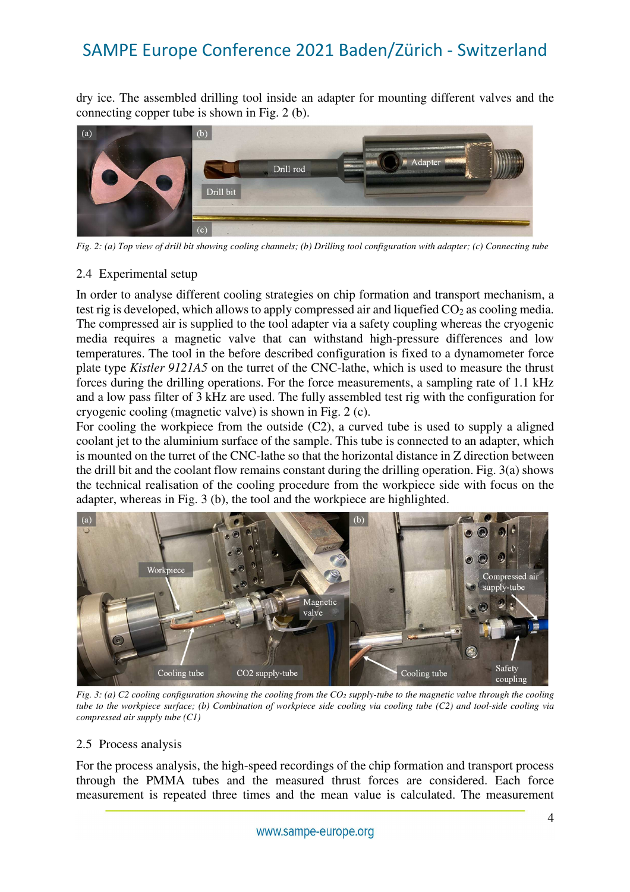dry ice. The assembled drilling tool inside an adapter for mounting different valves and the connecting copper tube is shown in Fig. 2 (b).

(a)
(b)
Drill rod
Adapter
Drill bit
(c)

*Fig. 2: (a) Top view of drill bit showing cooling channels; (b) Drilling tool configuration with adapter; (c) Connecting tube*

## 2.4 Experimental setup

In order to analyse different cooling strategies on chip formation and transport mechanism, a test rig is developed, which allows to apply compressed air and liquefied $CO_2$ as cooling media. The compressed air is supplied to the tool adapter via a safety coupling whereas the cryogenic media requires a magnetic valve that can withstand high-pressure differences and low temperatures. The tool in the before described configuration is fixed to a dynamometer force plate type *Kistler 9121A5* on the turret of the CNC-lathe, which is used to measure the thrust forces during the drilling operations. For the force measurements, a sampling rate of 1.1 kHz and a low pass filter of 3 kHz are used. The fully assembled test rig with the configuration for cryogenic cooling (magnetic valve) is shown in Fig. 2 (c).

For cooling the workpiece from the outside (C2), a curved tube is used to supply a aligned coolant jet to the aluminium surface of the sample. This tube is connected to an adapter, which is mounted on the turret of the CNC-lathe so that the horizontal distance in Z direction between the drill bit and the coolant flow remains constant during the drilling operation. Fig. 3(a) shows the technical realisation of the cooling procedure from the workpiece side with focus on the adapter, whereas in Fig. 3 (b), the tool and the workpiece are highlighted.

(a)
Workpiece
Magnetic valve
Cooling tube
CO2 supply-tube
(b)
Compressed air supply-tube
Cooling tube
Safety coupling

*Fig. 3: (a) C2 cooling configuration showing the cooling from the $CO_2$ supply-tube to the magnetic valve through the cooling tube to the workpiece surface; (b) Combination of workpiece side cooling via cooling tube (C2) and tool-side cooling via compressed air supply tube (C1)*

## 2.5 Process analysis

For the process analysis, the high-speed recordings of the chip formation and transport process through the PMMA tubes and the measured thrust forces are considered. Each force measurement is repeated three times and the mean value is calculated. The measurement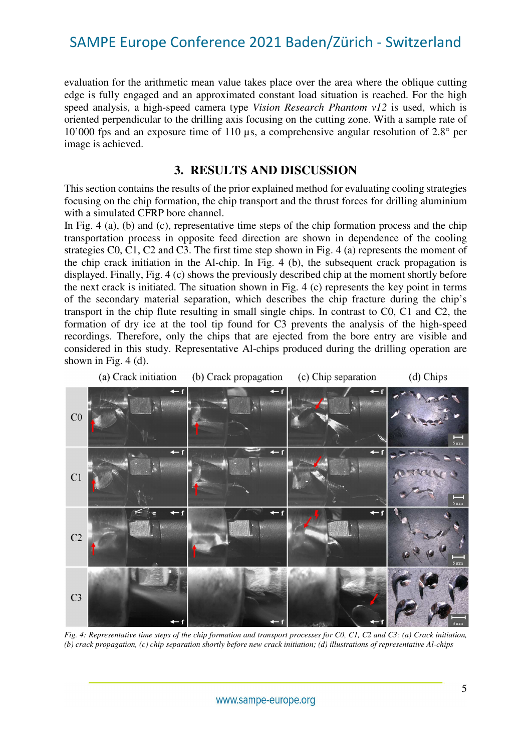evaluation for the arithmetic mean value takes place over the area where the oblique cutting edge is fully engaged and an approximated constant load situation is reached. For the high speed analysis, a high-speed camera type *Vision Research Phantom v12* is used, which is oriented perpendicular to the drilling axis focusing on the cutting zone. With a sample rate of 10'000 fps and an exposure time of 110 µs, a comprehensive angular resolution of 2.8° per image is achieved.

## 3. RESULTS AND DISCUSSION

This section contains the results of the prior explained method for evaluating cooling strategies focusing on the chip formation, the chip transport and the thrust forces for drilling aluminium with a simulated CFRP bore channel.

In Fig. 4 (a), (b) and (c), representative time steps of the chip formation process and the chip transportation process in opposite feed direction are shown in dependence of the cooling strategies C0, C1, C2 and C3. The first time step shown in Fig. 4 (a) represents the moment of the chip crack initiation in the Al-chip. In Fig. 4 (b), the subsequent crack propagation is displayed. Finally, Fig. 4 (c) shows the previously described chip at the moment shortly before the next crack is initiated. The situation shown in Fig. 4 (c) represents the key point in terms of the secondary material separation, which describes the chip fracture during the chip's transport in the chip flute resulting in small single chips. In contrast to C0, C1 and C2, the formation of dry ice at the tool tip found for C3 prevents the analysis of the high-speed recordings. Therefore, only the chips that are ejected from the bore entry are visible and considered in this study. Representative Al-chips produced during the drilling operation are shown in Fig. 4 (d).

(a) Crack initiation (b) Crack propagation (c) Chip separation (d) Chips

C0

C1

C2

C3

*Fig. 4: Representative time steps of the chip formation and transport processes for C0, C1, C2 and C3: (a) Crack initiation, (b) crack propagation, (c) chip separation shortly before new crack initiation; (d) illustrations of representative Al-chips*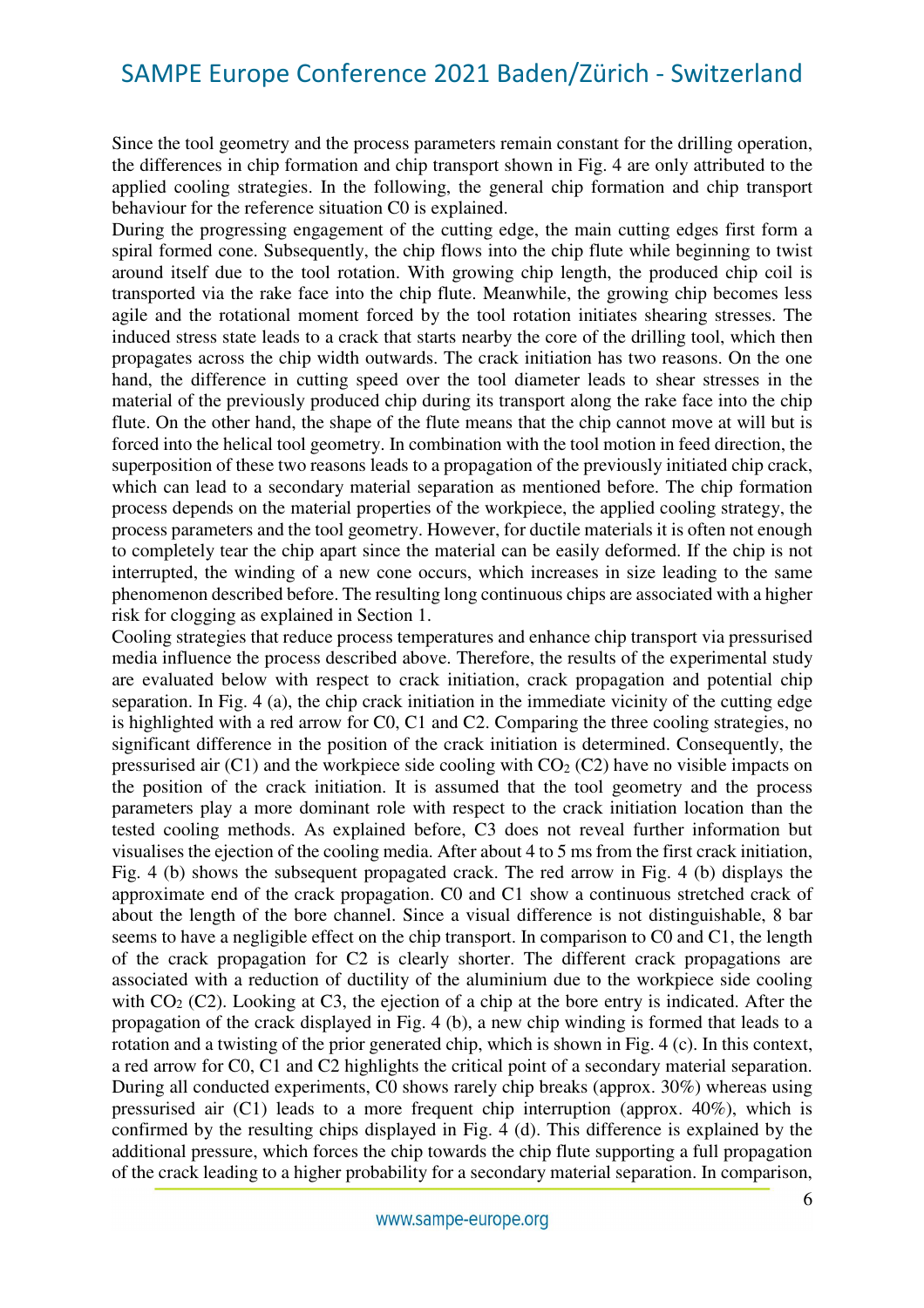Since the tool geometry and the process parameters remain constant for the drilling operation, the differences in chip formation and chip transport shown in Fig. 4 are only attributed to the applied cooling strategies. In the following, the general chip formation and chip transport behaviour for the reference situation C0 is explained.

During the progressing engagement of the cutting edge, the main cutting edges first form a spiral formed cone. Subsequently, the chip flows into the chip flute while beginning to twist around itself due to the tool rotation. With growing chip length, the produced chip coil is transported via the rake face into the chip flute. Meanwhile, the growing chip becomes less agile and the rotational moment forced by the tool rotation initiates shearing stresses. The induced stress state leads to a crack that starts nearby the core of the drilling tool, which then propagates across the chip width outwards. The crack initiation has two reasons. On the one hand, the difference in cutting speed over the tool diameter leads to shear stresses in the material of the previously produced chip during its transport along the rake face into the chip flute. On the other hand, the shape of the flute means that the chip cannot move at will but is forced into the helical tool geometry. In combination with the tool motion in feed direction, the superposition of these two reasons leads to a propagation of the previously initiated chip crack, which can lead to a secondary material separation as mentioned before. The chip formation process depends on the material properties of the workpiece, the applied cooling strategy, the process parameters and the tool geometry. However, for ductile materials it is often not enough to completely tear the chip apart since the material can be easily deformed. If the chip is not interrupted, the winding of a new cone occurs, which increases in size leading to the same phenomenon described before. The resulting long continuous chips are associated with a higher risk for clogging as explained in Section 1.

Cooling strategies that reduce process temperatures and enhance chip transport via pressurised media influence the process described above. Therefore, the results of the experimental study are evaluated below with respect to crack initiation, crack propagation and potential chip separation. In Fig. 4 (a), the chip crack initiation in the immediate vicinity of the cutting edge is highlighted with a red arrow for C0, C1 and C2. Comparing the three cooling strategies, no significant difference in the position of the crack initiation is determined. Consequently, the pressurised air (C1) and the workpiece side cooling with $CO_2$ (C2) have no visible impacts on the position of the crack initiation. It is assumed that the tool geometry and the process parameters play a more dominant role with respect to the crack initiation location than the tested cooling methods. As explained before, C3 does not reveal further information but visualises the ejection of the cooling media. After about 4 to 5 ms from the first crack initiation, Fig. 4 (b) shows the subsequent propagated crack. The red arrow in Fig. 4 (b) displays the approximate end of the crack propagation. C0 and C1 show a continuous stretched crack of about the length of the bore channel. Since a visual difference is not distinguishable, 8 bar seems to have a negligible effect on the chip transport. In comparison to C0 and C1, the length of the crack propagation for C2 is clearly shorter. The different crack propagations are associated with a reduction of ductility of the aluminium due to the workpiece side cooling with $CO_2$ (C2). Looking at C3, the ejection of a chip at the bore entry is indicated. After the propagation of the crack displayed in Fig. 4 (b), a new chip winding is formed that leads to a rotation and a twisting of the prior generated chip, which is shown in Fig. 4 (c). In this context, a red arrow for C0, C1 and C2 highlights the critical point of a secondary material separation. During all conducted experiments, C0 shows rarely chip breaks (approx. 30%) whereas using pressurised air (C1) leads to a more frequent chip interruption (approx. 40%), which is confirmed by the resulting chips displayed in Fig. 4 (d). This difference is explained by the additional pressure, which forces the chip towards the chip flute supporting a full propagation of the crack leading to a higher probability for a secondary material separation. In comparison,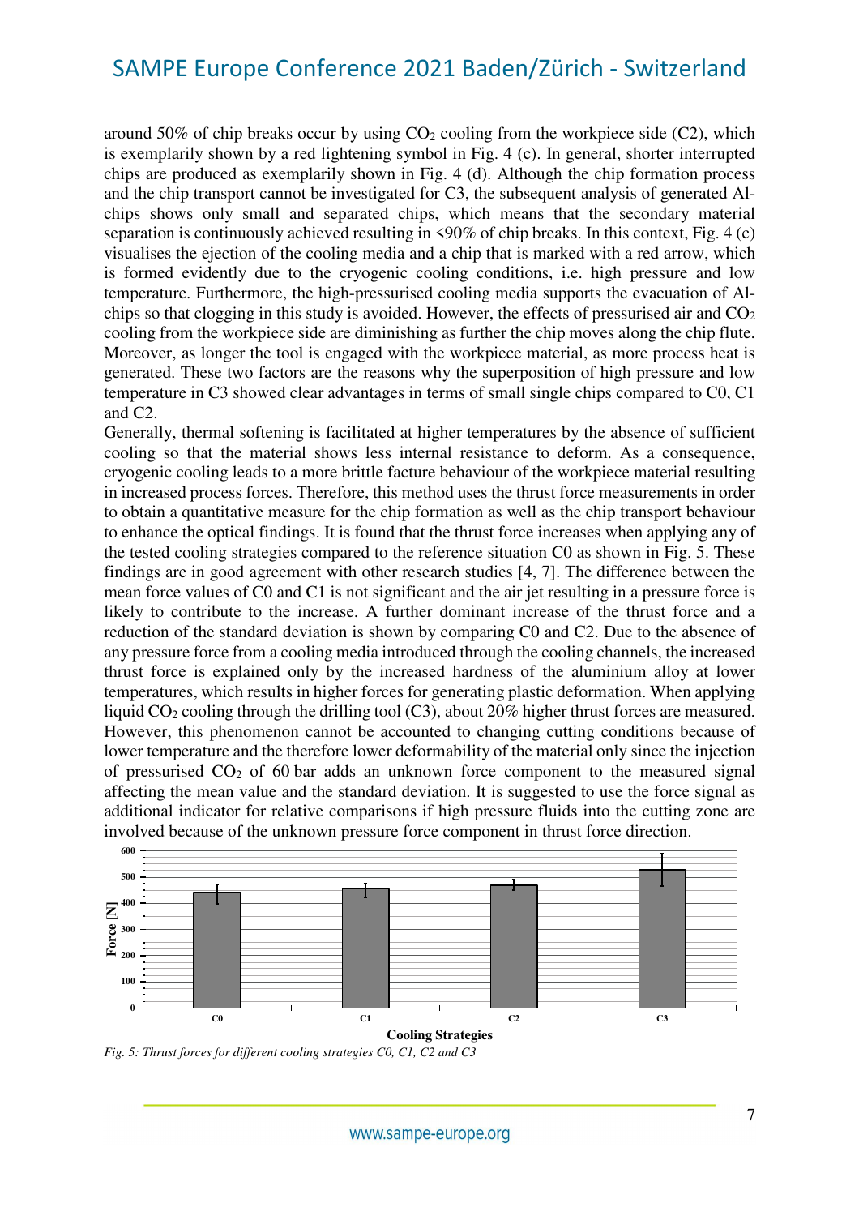around 50% of chip breaks occur by using $CO_2$ cooling from the workpiece side (C2), which is exemplarily shown by a red lightening symbol in Fig. 4 (c). In general, shorter interrupted chips are produced as exemplarily shown in Fig. 4 (d). Although the chip formation process and the chip transport cannot be investigated for C3, the subsequent analysis of generated Al-chips shows only small and separated chips, which means that the secondary material separation is continuously achieved resulting in <90% of chip breaks. In this context, Fig. 4 (c) visualises the ejection of the cooling media and a chip that is marked with a red arrow, which is formed evidently due to the cryogenic cooling conditions, i.e. high pressure and low temperature. Furthermore, the high-pressurised cooling media supports the evacuation of Al-chips so that clogging in this study is avoided. However, the effects of pressurised air and $CO_2$ cooling from the workpiece side are diminishing as further the chip moves along the chip flute. Moreover, as longer the tool is engaged with the workpiece material, as more process heat is generated. These two factors are the reasons why the superposition of high pressure and low temperature in C3 showed clear advantages in terms of small single chips compared to C0, C1 and C2.

Generally, thermal softening is facilitated at higher temperatures by the absence of sufficient cooling so that the material shows less internal resistance to deform. As a consequence, cryogenic cooling leads to a more brittle facture behaviour of the workpiece material resulting in increased process forces. Therefore, this method uses the thrust force measurements in order to obtain a quantitative measure for the chip formation as well as the chip transport behaviour to enhance the optical findings. It is found that the thrust force increases when applying any of the tested cooling strategies compared to the reference situation C0 as shown in Fig. 5. These findings are in good agreement with other research studies [4, 7]. The difference between the mean force values of C0 and C1 is not significant and the air jet resulting in a pressure force is likely to contribute to the increase. A further dominant increase of the thrust force and a reduction of the standard deviation is shown by comparing C0 and C2. Due to the absence of any pressure force from a cooling media introduced through the cooling channels, the increased thrust force is explained only by the increased hardness of the aluminium alloy at lower temperatures, which results in higher forces for generating plastic deformation. When applying liquid $CO_2$ cooling through the drilling tool (C3), about 20% higher thrust forces are measured. However, this phenomenon cannot be accounted to changing cutting conditions because of lower temperature and the therefore lower deformability of the material only since the injection of pressurised $CO_2$ of 60 bar adds an unknown force component to the measured signal affecting the mean value and the standard deviation. It is suggested to use the force signal as additional indicator for relative comparisons if high pressure fluids into the cutting zone are involved because of the unknown pressure force component in thrust force direction.

Force [N]
0
100
200
300
400
500
600
C0
C1
C2
C3
Cooling Strategies

*Fig. 5: Thrust forces for different cooling strategies C0, C1, C2 and C3*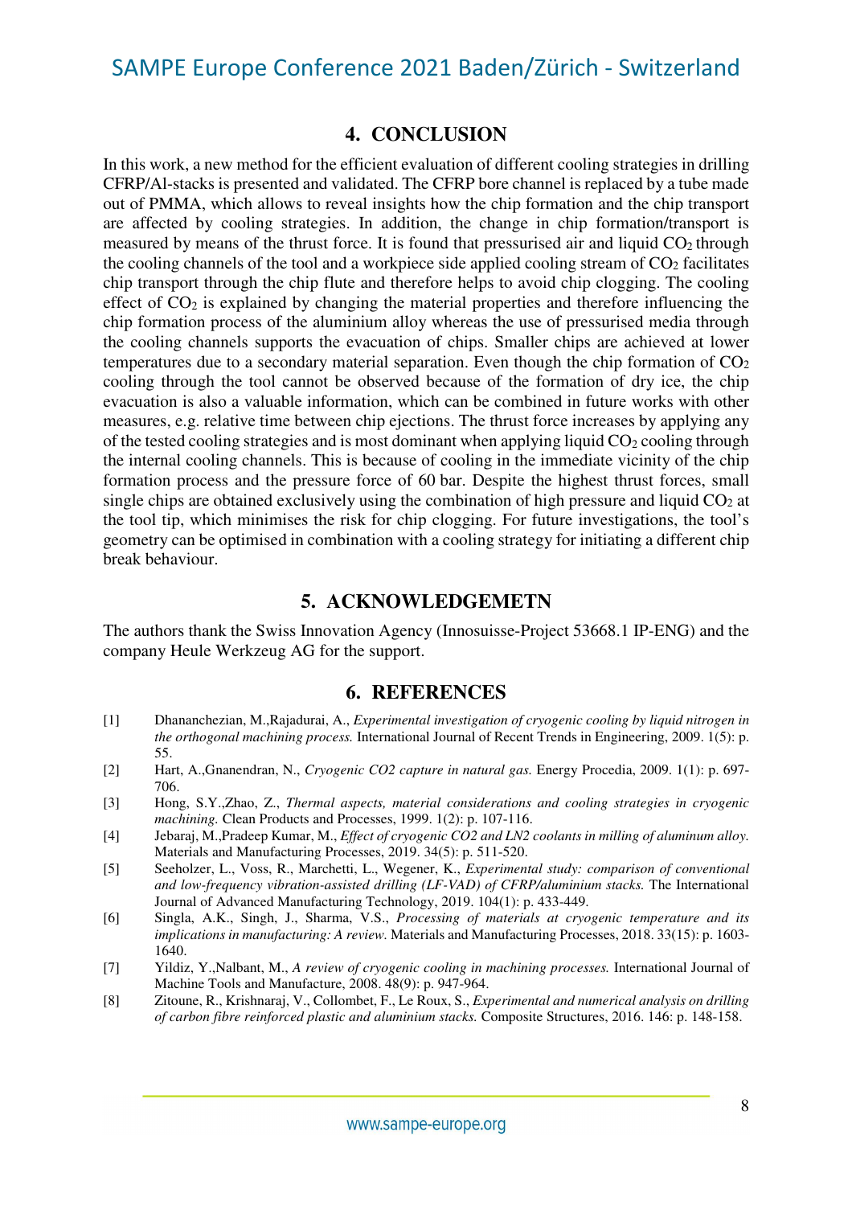## 4. CONCLUSION

In this work, a new method for the efficient evaluation of different cooling strategies in drilling CFRP/Al-stacks is presented and validated. The CFRP bore channel is replaced by a tube made out of PMMA, which allows to reveal insights how the chip formation and the chip transport are affected by cooling strategies. In addition, the change in chip formation/transport is measured by means of the thrust force. It is found that pressurised air and liquid $CO_2$ through the cooling channels of the tool and a workpiece side applied cooling stream of $CO_2$ facilitates chip transport through the chip flute and therefore helps to avoid chip clogging. The cooling effect of $CO_2$ is explained by changing the material properties and therefore influencing the chip formation process of the aluminium alloy whereas the use of pressurised media through the cooling channels supports the evacuation of chips. Smaller chips are achieved at lower temperatures due to a secondary material separation. Even though the chip formation of $CO_2$ cooling through the tool cannot be observed because of the formation of dry ice, the chip evacuation is also a valuable information, which can be combined in future works with other measures, e.g. relative time between chip ejections. The thrust force increases by applying any of the tested cooling strategies and is most dominant when applying liquid $CO_2$ cooling through the internal cooling channels. This is because of cooling in the immediate vicinity of the chip formation process and the pressure force of 60 bar. Despite the highest thrust forces, small single chips are obtained exclusively using the combination of high pressure and liquid $CO_2$ at the tool tip, which minimises the risk for chip clogging. For future investigations, the tool's geometry can be optimised in combination with a cooling strategy for initiating a different chip break behaviour.

## 5. ACKNOWLEDGEMETN

The authors thank the Swiss Innovation Agency (Innosuisse-Project 53668.1 IP-ENG) and the company Heule Werkzeug AG for the support.

## 6. REFERENCES

[1] Dhananchezian, M.,Rajadurai, A., *Experimental investigation of cryogenic cooling by liquid nitrogen in the orthogonal machining process.* International Journal of Recent Trends in Engineering, 2009. 1(5): p. 55.

[2] Hart, A.,Gnanendran, N., *Cryogenic CO2 capture in natural gas.* Energy Procedia, 2009. 1(1): p. 697-706.

[3] Hong, S.Y.,Zhao, Z., *Thermal aspects, material considerations and cooling strategies in cryogenic machining.* Clean Products and Processes, 1999. 1(2): p. 107-116.

[4] Jebaraj, M.,Pradeep Kumar, M., *Effect of cryogenic CO2 and LN2 coolants in milling of aluminum alloy.* Materials and Manufacturing Processes, 2019. 34(5): p. 511-520.

[5] Seeholzer, L., Voss, R., Marchetti, L., Wegener, K., *Experimental study: comparison of conventional and low-frequency vibration-assisted drilling (LF-VAD) of CFRP/aluminium stacks.* The International Journal of Advanced Manufacturing Technology, 2019. 104(1): p. 433-449.

[6] Singla, A.K., Singh, J., Sharma, V.S., *Processing of materials at cryogenic temperature and its implications in manufacturing: A review.* Materials and Manufacturing Processes, 2018. 33(15): p. 1603-1640.

[7] Yildiz, Y.,Nalbant, M., *A review of cryogenic cooling in machining processes.* International Journal of Machine Tools and Manufacture, 2008. 48(9): p. 947-964.

[8] Zitoune, R., Krishnaraj, V., Collombet, F., Le Roux, S., *Experimental and numerical analysis on drilling of carbon fibre reinforced plastic and aluminium stacks.* Composite Structures, 2016. 146: p. 148-158.